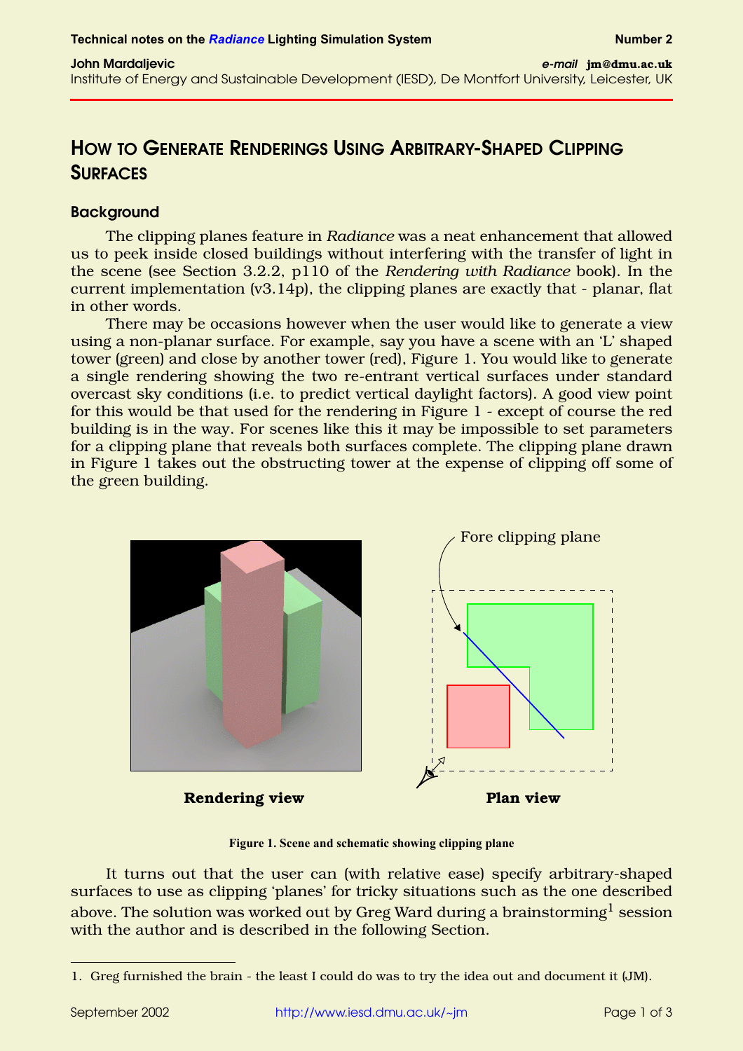Technical notes on the *Radiance* Lighting Simulation System — Number 2

**John Mardaljevic** — *e-mail* **jm@dmu.ac.uk**
Institute of Energy and Sustainable Development (IESD), De Montfort University, Leicester, UK

# How to Generate Renderings Using Arbitrary-Shaped Clipping Surfaces

## Background

The clipping planes feature in *Radiance* was a neat enhancement that allowed us to peek inside closed buildings without interfering with the transfer of light in the scene (see Section 3.2.2, p110 of the *Rendering with Radiance* book). In the current implementation (v3.14p), the clipping planes are exactly that - planar, flat in other words.

There may be occasions however when the user would like to generate a view using a non-planar surface. For example, say you have a scene with an 'L' shaped tower (green) and close by another tower (red), Figure 1. You would like to generate a single rendering showing the two re-entrant vertical surfaces under standard overcast sky conditions (i.e. to predict vertical daylight factors). A good view point for this would be that used for the rendering in Figure 1 - except of course the red building is in the way. For scenes like this it may be impossible to set parameters for a clipping plane that reveals both surfaces complete. The clipping plane drawn in Figure 1 takes out the obstructing tower at the expense of clipping off some of the green building.

Fore clipping plane

**Rendering view** **Plan view**

**Figure 1. Scene and schematic showing clipping plane**

It turns out that the user can (with relative ease) specify arbitrary-shaped surfaces to use as clipping 'planes' for tricky situations such as the one described above. The solution was worked out by Greg Ward during a brainstorming[1] session with the author and is described in the following Section.

---

1. Greg furnished the brain - the least I could do was to try the idea out and document it (JM).

September 2002 — http://www.iesd.dmu.ac.uk/~jm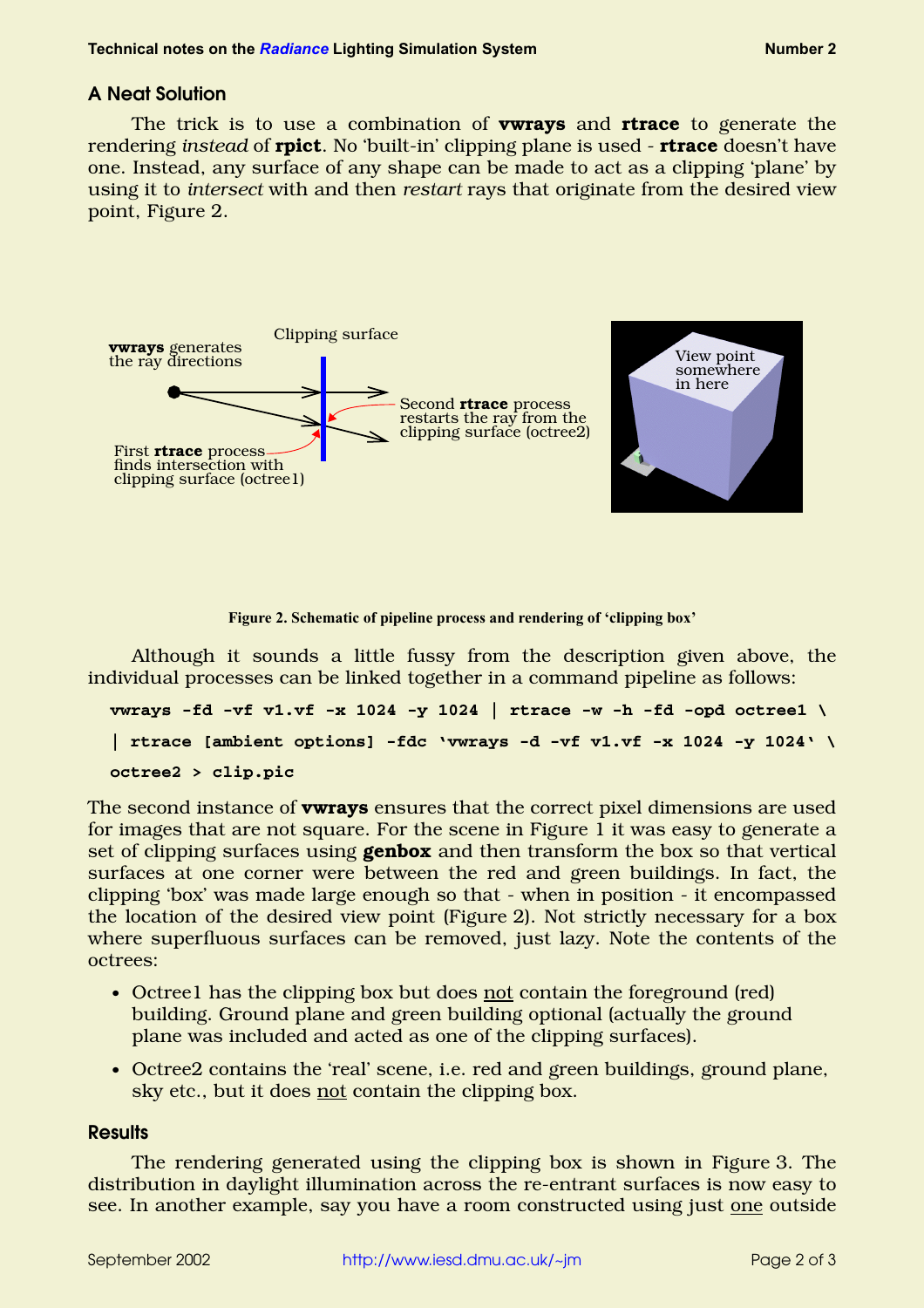## A Neat Solution

The trick is to use a combination of **vwrays** and **rtrace** to generate the rendering *instead* of **rpict**. No 'built-in' clipping plane is used - **rtrace** doesn't have one. Instead, any surface of any shape can be made to act as a clipping 'plane' by using it to *intersect* with and then *restart* rays that originate from the desired view point, Figure 2.

**Figure 2. Schematic of pipeline process and rendering of 'clipping box'**

Although it sounds a little fussy from the description given above, the individual processes can be linked together in a command pipeline as follows:

```
vwrays -fd -vf v1.vf -x 1024 -y 1024 | rtrace -w -h -fd -opd octree1 \
| rtrace [ambient options] -fdc `vwrays -d -vf v1.vf -x 1024 -y 1024` \
octree2 > clip.pic
```

The second instance of **vwrays** ensures that the correct pixel dimensions are used for images that are not square. For the scene in Figure 1 it was easy to generate a set of clipping surfaces using **genbox** and then transform the box so that vertical surfaces at one corner were between the red and green buildings. In fact, the clipping 'box' was made large enough so that - when in position - it encompassed the location of the desired view point (Figure 2). Not strictly necessary for a box where superfluous surfaces can be removed, just lazy. Note the contents of the octrees:

- Octree1 has the clipping box but does not contain the foreground (red) building. Ground plane and green building optional (actually the ground plane was included and acted as one of the clipping surfaces).
- Octree2 contains the 'real' scene, i.e. red and green buildings, ground plane, sky etc., but it does not contain the clipping box.

## Results

The rendering generated using the clipping box is shown in Figure 3. The distribution in daylight illumination across the re-entrant surfaces is now easy to see. In another example, say you have a room constructed using just one outside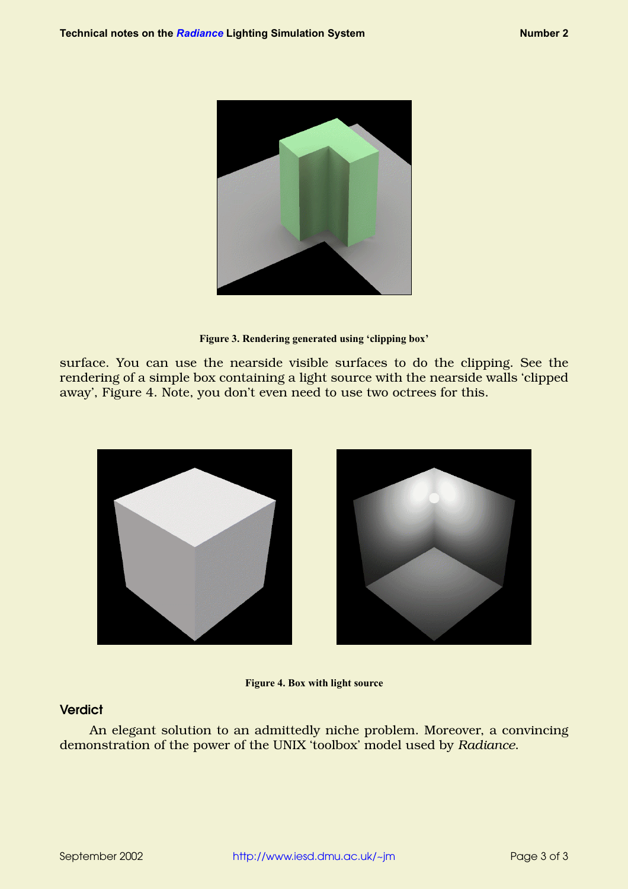Figure 3. Rendering generated using ‘clipping box’

surface. You can use the nearside visible surfaces to do the clipping. See the rendering of a simple box containing a light source with the nearside walls ‘clipped away’, Figure 4. Note, you don’t even need to use two octrees for this.

Figure 4. Box with light source

## Verdict

An elegant solution to an admittedly niche problem. Moreover, a convincing demonstration of the power of the UNIX ‘toolbox’ model used by *Radiance*.